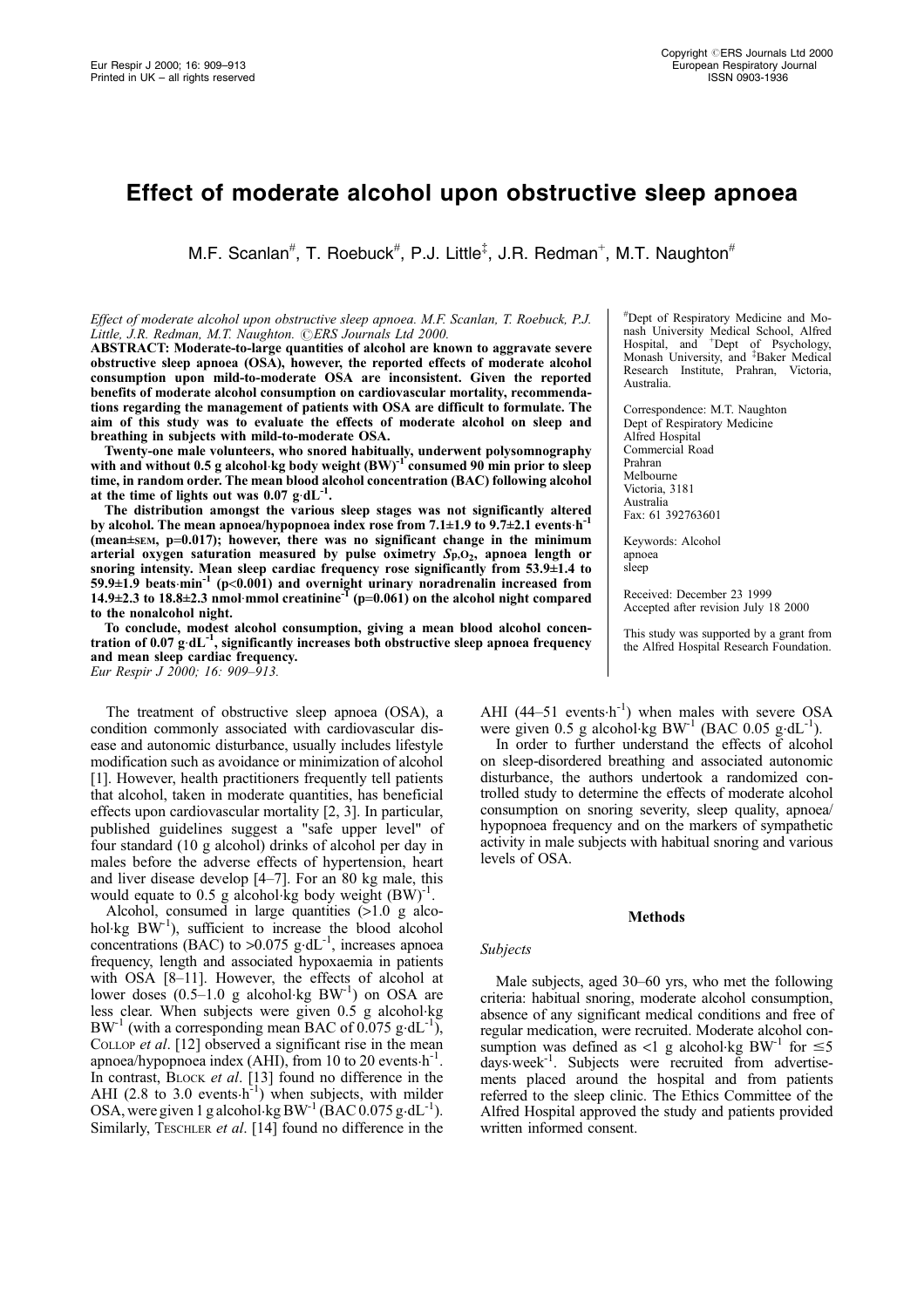# Effect of moderate alcohol upon obstructive sleep apnoea

M.F. Scanlan[#], T. Roebuck[#], P.J. Little[‡], J.R. Redman[+], M.T. Naughton[#]

*Effect of moderate alcohol upon obstructive sleep apnoea. M.F. Scanlan, T. Roebuck, P.J. Little, J.R. Redman, M.T. Naughton. ©ERS Journals Ltd 2000.*

**ABSTRACT: Moderate-to-large quantities of alcohol are known to aggravate severe obstructive sleep apnoea (OSA), however, the reported effects of moderate alcohol consumption upon mild-to-moderate OSA are inconsistent. Given the reported benefits of moderate alcohol consumption on cardiovascular mortality, recommendations regarding the management of patients with OSA are difficult to formulate. The aim of this study was to evaluate the effects of moderate alcohol on sleep and breathing in subjects with mild-to-moderate OSA.**

**Twenty-one male volunteers, who snored habitually, underwent polysomnography with and without 0.5 g alcohol·kg body weight (BW)$^{-1}$ consumed 90 min prior to sleep time, in random order. The mean blood alcohol concentration (BAC) following alcohol at the time of lights out was 0.07 g·dL$^{-1}$.**

**The distribution amongst the various sleep stages was not significantly altered by alcohol. The mean apnoea/hypopnoea index rose from 7.1±1.9 to 9.7±2.1 events·h$^{-1}$ (mean±SEM, p=0.017); however, there was no significant change in the minimum arterial oxygen saturation measured by pulse oximetry $S_{p,O_2}$, apnoea length or snoring intensity. Mean sleep cardiac frequency rose significantly from 53.9±1.4 to 59.9±1.9 beats·min$^{-1}$ (p<0.001) and overnight urinary noradrenalin increased from 14.9±2.3 to 18.8±2.3 nmol·mmol creatinine$^{-1}$ (p=0.061) on the alcohol night compared to the nonalcohol night.**

**To conclude, modest alcohol consumption, giving a mean blood alcohol concentration of 0.07 g·dL$^{-1}$, significantly increases both obstructive sleep apnoea frequency and mean sleep cardiac frequency.**

*Eur Respir J 2000; 16: 909–913.*

[#]Dept of Respiratory Medicine and Monash University Medical School, Alfred Hospital, and [+]Dept of Psychology, Monash University, and [‡]Baker Medical Research Institute, Prahran, Victoria, Australia.

Correspondence: M.T. Naughton
Dept of Respiratory Medicine
Alfred Hospital
Commercial Road
Prahran
Melbourne
Victoria, 3181
Australia
Fax: 61 392763601

Keywords: Alcohol
apnoea
sleep

Received: December 23 1999
Accepted after revision July 18 2000

This study was supported by a grant from the Alfred Hospital Research Foundation.

The treatment of obstructive sleep apnoea (OSA), a condition commonly associated with cardiovascular disease and autonomic disturbance, usually includes lifestyle modification such as avoidance or minimization of alcohol [1]. However, health practitioners frequently tell patients that alcohol, taken in moderate quantities, has beneficial effects upon cardiovascular mortality [2, 3]. In particular, published guidelines suggest a "safe upper level" of four standard (10 g alcohol) drinks of alcohol per day in males before the adverse effects of hypertension, heart and liver disease develop [4–7]. For an 80 kg male, this would equate to 0.5 g alcohol·kg body weight (BW)$^{-1}$.

Alcohol, consumed in large quantities (>1.0 g alcohol·kg BW$^{-1}$), sufficient to increase the blood alcohol concentrations (BAC) to >0.075 g·dL$^{-1}$, increases apnoea frequency, length and associated hypoxaemia in patients with OSA [8–11]. However, the effects of alcohol at lower doses (0.5–1.0 g alcohol·kg BW$^{-1}$) on OSA are less clear. When subjects were given 0.5 g alcohol·kg BW$^{-1}$ (with a corresponding mean BAC of 0.075 g·dL$^{-1}$), Collop *et al*. [12] observed a significant rise in the mean apnoea/hypopnoea index (AHI), from 10 to 20 events·h$^{-1}$. In contrast, Block *et al*. [13] found no difference in the AHI (2.8 to 3.0 events·h$^{-1}$) when subjects, with milder OSA, were given 1 g alcohol·kg BW$^{-1}$ (BAC 0.075 g·dL$^{-1}$). Similarly, Teschler *et al*. [14] found no difference in the AHI (44–51 events·h$^{-1}$) when males with severe OSA were given 0.5 g alcohol·kg BW$^{-1}$ (BAC 0.05 g·dL$^{-1}$).

In order to further understand the effects of alcohol on sleep-disordered breathing and associated autonomic disturbance, the authors undertook a randomized controlled study to determine the effects of moderate alcohol consumption on snoring severity, sleep quality, apnoea/hypopnoea frequency and on the markers of sympathetic activity in male subjects with habitual snoring and various levels of OSA.

## Methods

### Subjects

Male subjects, aged 30–60 yrs, who met the following criteria: habitual snoring, moderate alcohol consumption, absence of any significant medical conditions and free of regular medication, were recruited. Moderate alcohol consumption was defined as <1 g alcohol·kg BW$^{-1}$ for ≤5 days·week$^{-1}$. Subjects were recruited from advertisements placed around the hospital and from patients referred to the sleep clinic. The Ethics Committee of the Alfred Hospital approved the study and patients provided written informed consent.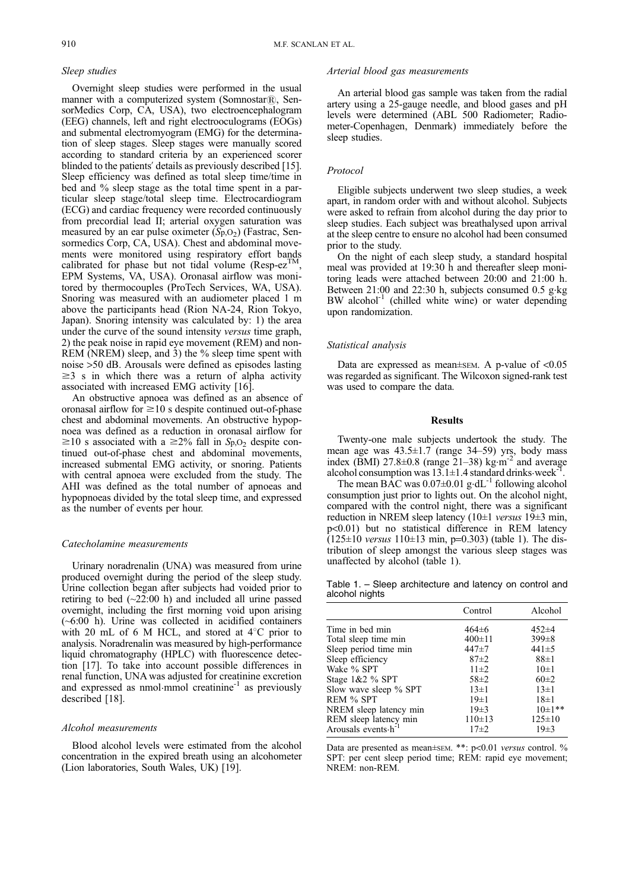### Sleep studies

Overnight sleep studies were performed in the usual manner with a computerized system (Somnostar®, SensorMedics Corp, CA, USA), two electroencephalogram (EEG) channels, left and right electrooculograms (EOGs) and submental electromyogram (EMG) for the determination of sleep stages. Sleep stages were manually scored according to standard criteria by an experienced scorer blinded to the patients' details as previously described [15]. Sleep efficiency was defined as total sleep time/time in bed and % sleep stage as the total time spent in a particular sleep stage/total sleep time. Electrocardiogram (ECG) and cardiac frequency were recorded continuously from precordial lead II; arterial oxygen saturation was measured by an ear pulse oximeter ($S_{p,O_2}$) (Fastrac, Sensormedics Corp, CA, USA). Chest and abdominal movements were monitored using respiratory effort bands calibrated for phase but not tidal volume (Resp-ez™, EPM Systems, VA, USA). Oronasal airflow was monitored by thermocouples (ProTech Services, WA, USA). Snoring was measured with an audiometer placed 1 m above the participants head (Rion NA-24, Rion Tokyo, Japan). Snoring intensity was calculated by: 1) the area under the curve of the sound intensity *versus* time graph, 2) the peak noise in rapid eye movement (REM) and non-REM (NREM) sleep, and 3) the % sleep time spent with noise >50 dB. Arousals were defined as episodes lasting ≥3 s in which there was a return of alpha activity associated with increased EMG activity [16].

An obstructive apnoea was defined as an absence of oronasal airflow for ≥10 s despite continued out-of-phase chest and abdominal movements. An obstructive hypopnoea was defined as a reduction in oronasal airflow for ≥10 s associated with a ≥2% fall in $S_{p,O_2}$ despite continued out-of-phase chest and abdominal movements, increased submental EMG activity, or snoring. Patients with central apnoea were excluded from the study. The AHI was defined as the total number of apnoeas and hypopnoeas divided by the total sleep time, and expressed as the number of events per hour.

### Catecholamine measurements

Urinary noradrenalin (UNA) was measured from urine produced overnight during the period of the sleep study. Urine collection began after subjects had voided prior to retiring to bed (~22:00 h) and included all urine passed overnight, including the first morning void upon arising (~6:00 h). Urine was collected in acidified containers with 20 mL of 6 M HCL, and stored at 4°C prior to analysis. Noradrenalin was measured by high-performance liquid chromatography (HPLC) with fluorescence detection [17]. To take into account possible differences in renal function, UNA was adjusted for creatinine excretion and expressed as nmol·mmol creatinine$^{-1}$ as previously described [18].

### Alcohol measurements

Blood alcohol levels were estimated from the alcohol concentration in the expired breath using an alcohometer (Lion laboratories, South Wales, UK) [19].

### Arterial blood gas measurements

An arterial blood gas sample was taken from the radial artery using a 25-gauge needle, and blood gases and pH levels were determined (ABL 500 Radiometer; Radiometer-Copenhagen, Denmark) immediately before the sleep studies.

### Protocol

Eligible subjects underwent two sleep studies, a week apart, in random order with and without alcohol. Subjects were asked to refrain from alcohol during the day prior to sleep studies. Each subject was breathalysed upon arrival at the sleep centre to ensure no alcohol had been consumed prior to the study.

On the night of each sleep study, a standard hospital meal was provided at 19:30 h and thereafter sleep monitoring leads were attached between 20:00 and 21:00 h. Between 21:00 and 22:30 h, subjects consumed 0.5 g·kg BW alcohol$^{-1}$ (chilled white wine) or water depending upon randomization.

### Statistical analysis

Data are expressed as mean±SEM. A p-value of <0.05 was regarded as significant. The Wilcoxon signed-rank test was used to compare the data.

## Results

Twenty-one male subjects undertook the study. The mean age was 43.5±1.7 (range 34–59) yrs, body mass index (BMI) 27.8±0.8 (range 21–38) kg·m$^{-2}$ and average alcohol consumption was 13.1±1.4 standard drinks·week$^{-1}$.

The mean BAC was 0.07±0.01 g·dL$^{-1}$ following alcohol consumption just prior to lights out. On the alcohol night, compared with the control night, there was a significant reduction in NREM sleep latency (10±1 *versus* 19±3 min, p<0.01) but no statistical difference in REM latency (125±10 *versus* 110±13 min, p=0.303) (table 1). The distribution of sleep amongst the various sleep stages was unaffected by alcohol (table 1).

Table 1. – Sleep architecture and latency on control and alcohol nights

| | Control | Alcohol |
|---|---|---|
| Time in bed min | 464±6 | 452±4 |
| Total sleep time min | 400±11 | 399±8 |
| Sleep period time min | 447±7 | 441±5 |
| Sleep efficiency | 87±2 | 88±1 |
| Wake % SPT | 11±2 | 10±1 |
| Stage 1&2 % SPT | 58±2 | 60±2 |
| Slow wave sleep % SPT | 13±1 | 13±1 |
| REM % SPT | 19±1 | 18±1 |
| NREM sleep latency min | 19±3 | 10±1** |
| REM sleep latency min | 110±13 | 125±10 |
| Arousals events·h$^{-1}$ | 17±2 | 19±3 |

Data are presented as mean±SEM. **: p<0.01 *versus* control. % SPT: per cent sleep period time; REM: rapid eye movement; NREM: non-REM.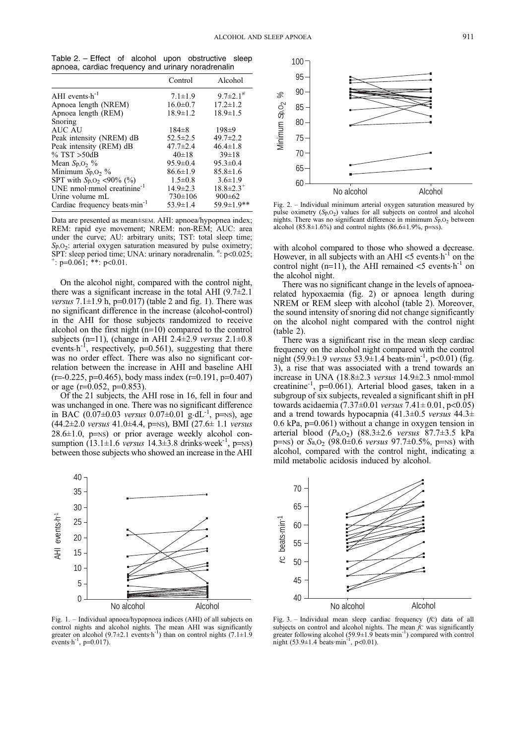Table 2. – Effect of alcohol upon obstructive sleep apnoea, cardiac frequency and urinary noradrenalin

| | Control | Alcohol |
|---|---|---|
| AHI events·h$^{-1}$ | 7.1±1.9 | 9.7±2.1$^{\#}$ |
| Apnoea length (NREM) | 16.0±0.7 | 17.2±1.2 |
| Apnoea length (REM) | 18.9±1.2 | 18.9±1.5 |
| Snoring | | |
| AUC AU | 184±8 | 198±9 |
| Peak intensity (NREM) dB | 52.5±2.5 | 49.7±2.2 |
| Peak intensity (REM) dB | 47.7±2.4 | 46.4±1.8 |
| % TST >50dB | 40±18 | 39±18 |
| Mean $S_{p,O_2}$ % | 95.9±0.4 | 95.3±0.4 |
| Minimum $S_{p,O_2}$ % | 86.6±1.9 | 85.8±1.6 |
| SPT with $S_{p,O_2}$ <90% (%) | 1.5±0.8 | 3.6±1.9 |
| UNE nmol·mmol creatinine$^{-1}$ | 14.9±2.3 | 18.8±2.3$^{+}$ |
| Urine volume mL | 730±106 | 900±62 |
| Cardiac frequency beats·min$^{-1}$ | 53.9±1.4 | 59.9±1.9** |

Data are presented as mean±SEM. AHI: apnoea/hypopnea index; REM: rapid eye movement; NREM: non-REM; AUC: area under the curve; AU: arbitrary units; TST: total sleep time; $S_{p,O_2}$: arterial oxygen saturation measured by pulse oximetry; SPT: sleep period time; UNA: urinary noradrenalin. $^{\#}$: $p<0.025$; $^{+}$: $p=0.061$; **: $p<0.01$.

On the alcohol night, compared with the control night, there was a significant increase in the total AHI (9.7±2.1 *versus* 7.1±1.9 h, $p=0.017$) (table 2 and fig. 1). There was no significant difference in the increase (alcohol-control) in the AHI for those subjects randomized to receive alcohol on the first night (n=10) compared to the control subjects (n=11), (change in AHI 2.4±2.9 *versus* 2.1±0.8 events·h$^{-1}$, respectively, $p=0.561$), suggesting that there was no order effect. There was also no significant correlation between the increase in AHI and baseline AHI ($r=-0.225$, $p=0.465$), body mass index ($r=0.191$, $p=0.407$) or age ($r=0.052$, $p=0.853$).

Of the 21 subjects, the AHI rose in 16, fell in four and was unchanged in one. There was no significant difference in BAC (0.07±0.03 *versus* 0.07±0.01 g·dL$^{-1}$, p=NS), age (44.2±2.0 *versus* 41.0±4.4, p=NS), BMI (27.6± 1.1 *versus* 28.6±1.0, p=NS) or prior average weekly alcohol consumption (13.1±1.6 *versus* 14.3±3.8 drinks·week$^{-1}$, p=NS) between those subjects who showed an increase in the AHI with alcohol compared to those who showed a decrease. However, in all subjects with an AHI <5 events·h$^{-1}$ on the control night (n=11), the AHI remained <5 events·h$^{-1}$ on the alcohol night.

There was no significant change in the levels of apnoea-related hypoxaemia (fig. 2) or apnoea length during NREM or REM sleep with alcohol (table 2). Moreover, the sound intensity of snoring did not change significantly on the alcohol night compared with the control night (table 2).

There was a significant rise in the mean sleep cardiac frequency on the alcohol night compared with the control night (59.9±1.9 *versus* 53.9±1.4 beats·min$^{-1}$, $p<0.01$) (fig. 3), a rise that was associated with a trend towards an increase in UNA (18.8±2.3 *versus* 14.9±2.3 nmol·mmol creatinine$^{-1}$, $p=0.061$). Arterial blood gases, taken in a subgroup of six subjects, revealed a significant shift in pH towards acidaemia (7.37±0.01 *versus* 7.41± 0.01, $p<0.05$) and a trend towards hypocapnia (41.3±0.5 *versus* 44.3± 0.6 kPa, $p=0.061$) without a change in oxygen tension in arterial blood ($P_{a,O_2}$) (88.3±2.6 *versus* 87.7±3.5 kPa p=NS) or $S_{a,O_2}$ (98.0±0.6 *versus* 97.7±0.5%, p=NS) with alcohol, compared with the control night, indicating a mild metabolic acidosis induced by alcohol.

Fig. 1. – Individual apnoea/hypopnoea indices (AHI) of all subjects on control nights and alcohol nights. The mean AHI was significantly greater on alcohol (9.7±2.1 events·h$^{-1}$) than on control nights (7.1±1.9 events·h$^{-1}$, $p=0.017$).

Fig. 2. – Individual minimum arterial oxygen saturation measured by pulse oximetry ($S_{p,O_2}$) values for all subjects on control and alcohol nights. There was no significant difference in minimum $S_{p,O_2}$ between alcohol (85.8±1.6%) and control nights (86.6±1.9%, p=NS).

Fig. 3. – Individual mean sleep cardiac frequency ($f_C$) data of all subjects on control and alcohol nights. The mean $f_C$ was significantly greater following alcohol (59.9±1.9 beats·min$^{-1}$) compared with control night (53.9±1.4 beats·min$^{-1}$, $p<0.01$).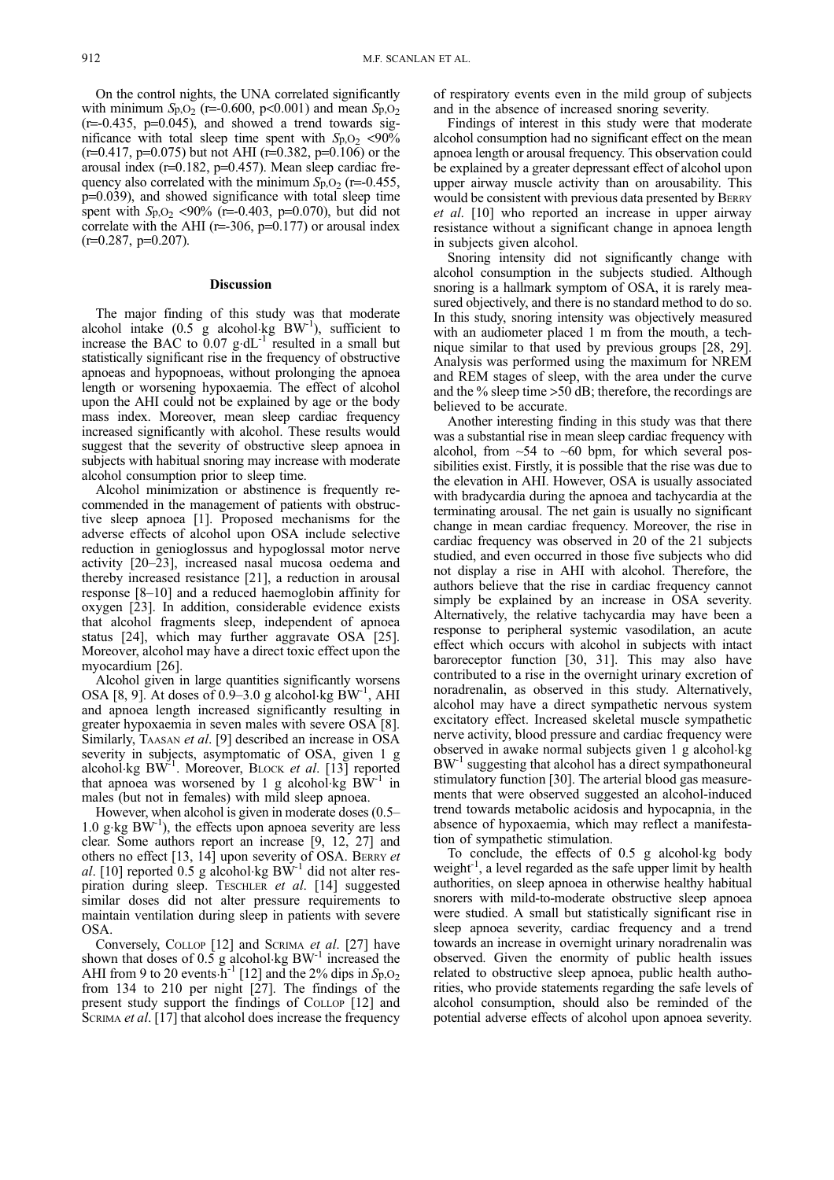On the control nights, the UNA correlated significantly with minimum $S_{p,O_2}$ (r=-0.600, p<0.001) and mean $S_{p,O_2}$ (r=-0.435, p=0.045), and showed a trend towards significance with total sleep time spent with $S_{p,O_2}$ <90% (r=0.417, p=0.075) but not AHI (r=0.382, p=0.106) or the arousal index (r=0.182, p=0.457). Mean sleep cardiac frequency also correlated with the minimum $S_{p,O_2}$ (r=-0.455, p=0.039), and showed significance with total sleep time spent with $S_{p,O_2}$ <90% (r=-0.403, p=0.070), but did not correlate with the AHI (r=-306, p=0.177) or arousal index (r=0.287, p=0.207).

## Discussion

The major finding of this study was that moderate alcohol intake (0.5 g alcohol·kg $BW^{-1}$), sufficient to increase the BAC to 0.07 g·$dL^{-1}$ resulted in a small but statistically significant rise in the frequency of obstructive apnoeas and hypopnoeas, without prolonging the apnoea length or worsening hypoxaemia. The effect of alcohol upon the AHI could not be explained by age or the body mass index. Moreover, mean sleep cardiac frequency increased significantly with alcohol. These results would suggest that the severity of obstructive sleep apnoea in subjects with habitual snoring may increase with moderate alcohol consumption prior to sleep time.

Alcohol minimization or abstinence is frequently recommended in the management of patients with obstructive sleep apnoea [1]. Proposed mechanisms for the adverse effects of alcohol upon OSA include selective reduction in genioglossus and hypoglossal motor nerve activity [20–23], increased nasal mucosa oedema and thereby increased resistance [21], a reduction in arousal response [8–10] and a reduced haemoglobin affinity for oxygen [23]. In addition, considerable evidence exists that alcohol fragments sleep, independent of apnoea status [24], which may further aggravate OSA [25]. Moreover, alcohol may have a direct toxic effect upon the myocardium [26].

Alcohol given in large quantities significantly worsens OSA [8, 9]. At doses of 0.9–3.0 g alcohol·kg $BW^{-1}$, AHI and apnoea length increased significantly resulting in greater hypoxaemia in seven males with severe OSA [8]. Similarly, TAASAN *et al*. [9] described an increase in OSA severity in subjects, asymptomatic of OSA, given 1 g alcohol·kg $BW^{-1}$. Moreover, BLOCK *et al*. [13] reported that apnoea was worsened by 1 g alcohol·kg $BW^{-1}$ in males (but not in females) with mild sleep apnoea.

However, when alcohol is given in moderate doses (0.5–1.0 g·kg $BW^{-1}$), the effects upon apnoea severity are less clear. Some authors report an increase [9, 12, 27] and others no effect [13, 14] upon severity of OSA. BERRY *et al*. [10] reported 0.5 g alcohol·kg $BW^{-1}$ did not alter respiration during sleep. TESCHLER *et al*. [14] suggested similar doses did not alter pressure requirements to maintain ventilation during sleep in patients with severe OSA.

Conversely, COLLOP [12] and SCRIMA *et al*. [27] have shown that doses of 0.5 g alcohol·kg $BW^{-1}$ increased the AHI from 9 to 20 events·$h^{-1}$ [12] and the 2% dips in $S_{p,O_2}$ from 134 to 210 per night [27]. The findings of the present study support the findings of COLLOP [12] and SCRIMA *et al*. [17] that alcohol does increase the frequency of respiratory events even in the mild group of subjects and in the absence of increased snoring severity.

Findings of interest in this study were that moderate alcohol consumption had no significant effect on the mean apnoea length or arousal frequency. This observation could be explained by a greater depressant effect of alcohol upon upper airway muscle activity than on arousability. This would be consistent with previous data presented by BERRY *et al*. [10] who reported an increase in upper airway resistance without a significant change in apnoea length in subjects given alcohol.

Snoring intensity did not significantly change with alcohol consumption in the subjects studied. Although snoring is a hallmark symptom of OSA, it is rarely measured objectively, and there is no standard method to do so. In this study, snoring intensity was objectively measured with an audiometer placed 1 m from the mouth, a technique similar to that used by previous groups [28, 29]. Analysis was performed using the maximum for NREM and REM stages of sleep, with the area under the curve and the % sleep time >50 dB; therefore, the recordings are believed to be accurate.

Another interesting finding in this study was that there was a substantial rise in mean sleep cardiac frequency with alcohol, from ~54 to ~60 bpm, for which several possibilities exist. Firstly, it is possible that the rise was due to the elevation in AHI. However, OSA is usually associated with bradycardia during the apnoea and tachycardia at the terminating arousal. The net gain is usually no significant change in mean cardiac frequency. Moreover, the rise in cardiac frequency was observed in 20 of the 21 subjects studied, and even occurred in those five subjects who did not display a rise in AHI with alcohol. Therefore, the authors believe that the rise in cardiac frequency cannot simply be explained by an increase in OSA severity. Alternatively, the relative tachycardia may have been a response to peripheral systemic vasodilation, an acute effect which occurs with alcohol in subjects with intact baroreceptor function [30, 31]. This may also have contributed to a rise in the overnight urinary excretion of noradrenalin, as observed in this study. Alternatively, alcohol may have a direct sympathetic nervous system excitatory effect. Increased skeletal muscle sympathetic nerve activity, blood pressure and cardiac frequency were observed in awake normal subjects given 1 g alcohol·kg $BW^{-1}$ suggesting that alcohol has a direct sympathoneural stimulatory function [30]. The arterial blood gas measurements that were observed suggested an alcohol-induced trend towards metabolic acidosis and hypocapnia, in the absence of hypoxaemia, which may reflect a manifestation of sympathetic stimulation.

To conclude, the effects of 0.5 g alcohol·kg body $weight^{-1}$, a level regarded as the safe upper limit by health authorities, on sleep apnoea in otherwise healthy habitual snorers with mild-to-moderate obstructive sleep apnoea were studied. A small but statistically significant rise in sleep apnoea severity, cardiac frequency and a trend towards an increase in overnight urinary noradrenalin was observed. Given the enormity of public health issues related to obstructive sleep apnoea, public health authorities, who provide statements regarding the safe levels of alcohol consumption, should also be reminded of the potential adverse effects of alcohol upon apnoea severity.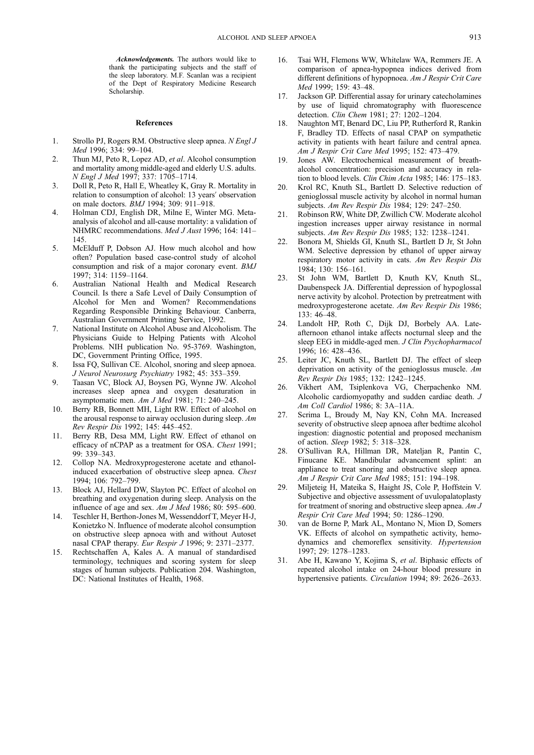***Acknowledgements.*** The authors would like to thank the participating subjects and the staff of the sleep laboratory. M.F. Scanlan was a recipient of the Dept of Respiratory Medicine Research Scholarship.

## References

1. Strollo PJ, Rogers RM. Obstructive sleep apnea. *N Engl J Med* 1996; 334: 99–104.
2. Thun MJ, Peto R, Lopez AD, *et al*. Alcohol consumption and mortality among middle-aged and elderly U.S. adults. *N Engl J Med* 1997; 337: 1705–1714.
3. Doll R, Peto R, Hall E, Wheatley K, Gray R. Mortality in relation to consumption of alcohol: 13 years′ observation on male doctors. *BMJ* 1994; 309: 911–918.
4. Holman CDJ, English DR, Milne E, Winter MG. Meta-analysis of alcohol and all-cause mortality: a validation of NHMRC recommendations. *Med J Aust* 1996; 164: 141–145.
5. McElduff P, Dobson AJ. How much alcohol and how often? Population based case-control study of alcohol consumption and risk of a major coronary event. *BMJ* 1997; 314: 1159–1164.
6. Australian National Health and Medical Research Council. Is there a Safe Level of Daily Consumption of Alcohol for Men and Women? Recommendations Regarding Responsible Drinking Behaviour. Canberra, Australian Government Printing Service, 1992.
7. National Institute on Alcohol Abuse and Alcoholism. The Physicians Guide to Helping Patients with Alcohol Problems. NIH publication No. 95-3769. Washington, DC, Government Printing Office, 1995.
8. Issa FQ, Sullivan CE. Alcohol, snoring and sleep apnoea. *J Neurol Neurosurg Psychiatry* 1982; 45: 353–359.
9. Taasan VC, Block AJ, Boysen PG, Wynne JW. Alcohol increases sleep apnea and oxygen desaturation in asymptomatic men. *Am J Med* 1981; 71: 240–245.
10. Berry RB, Bonnett MH, Light RW. Effect of alcohol on the arousal response to airway occlusion during sleep. *Am Rev Respir Dis* 1992; 145: 445–452.
11. Berry RB, Desa MM, Light RW. Effect of ethanol on efficacy of nCPAP as a treatment for OSA. *Chest* 1991; 99: 339–343.
12. Collop NA. Medroxyprogesterone acetate and ethanol-induced exacerbation of obstructive sleep apnea. *Chest* 1994; 106: 792–799.
13. Block AJ, Hellard DW, Slayton PC. Effect of alcohol on breathing and oxygenation during sleep. Analysis on the influence of age and sex. *Am J Med* 1986; 80: 595–600.
14. Teschler H, Berthon-Jones M, Wessenddorf T, Meyer H-J, Konietzko N. Influence of moderate alcohol consumption on obstructive sleep apnoea with and without Autoset nasal CPAP therapy. *Eur Respir J* 1996; 9: 2371–2377.
15. Rechtschaffen A, Kales A. A manual of standardised terminology, techniques and scoring system for sleep stages of human subjects. Publication 204. Washington, DC: National Institutes of Health, 1968.
16. Tsai WH, Flemons WW, Whitelaw WA, Remmers JE. A comparison of apnea-hypopnea indices derived from different definitions of hypopnoea. *Am J Respir Crit Care Med* 1999; 159: 43–48.
17. Jackson GP. Differential assay for urinary catecholamines by use of liquid chromatography with fluorescence detection. *Clin Chem* 1981; 27: 1202–1204.
18. Naughton MT, Benard DC, Liu PP, Rutherford R, Rankin F, Bradley TD. Effects of nasal CPAP on sympathetic activity in patients with heart failure and central apnea. *Am J Respir Crit Care Med* 1995; 152: 473–479.
19. Jones AW. Electrochemical measurement of breath-alcohol concentration: precision and accuracy in relation to blood levels. *Clin Chim Acta* 1985; 146: 175–183.
20. Krol RC, Knuth SL, Bartlett D. Selective reduction of genioglossal muscle activity by alcohol in normal human subjects. *Am Rev Respir Dis* 1984; 129: 247–250.
21. Robinson RW, White DP, Zwillich CW. Moderate alcohol ingestion increases upper airway resistance in normal subjects. *Am Rev Respir Dis* 1985; 132: 1238–1241.
22. Bonora M, Shields GI, Knuth SL, Bartlett D Jr, St John WM. Selective depression by ethanol of upper airway respiratory motor activity in cats. *Am Rev Respir Dis* 1984; 130: 156–161.
23. St John WM, Bartlett D, Knuth KV, Knuth SL, Daubenspeck JA. Differential depression of hypoglossal nerve activity by alcohol. Protection by pretreatment with medroxyprogesterone acetate. *Am Rev Respir Dis* 1986; 133: 46–48.
24. Landolt HP, Roth C, Dijk DJ, Borbely AA. Late-afternoon ethanol intake affects nocturnal sleep and the sleep EEG in middle-aged men. *J Clin Psychopharmacol* 1996; 16: 428–436.
25. Leiter JC, Knuth SL, Bartlett DJ. The effect of sleep deprivation on activity of the genioglossus muscle. *Am Rev Respir Dis* 1985; 132: 1242–1245.
26. Vikhert AM, Tsiplenkova VG, Cherpachenko NM. Alcoholic cardiomyopathy and sudden cardiac death. *J Am Coll Cardiol* 1986; 8: 3A–11A.
27. Scrima L, Broudy M, Nay KN, Cohn MA. Increased severity of obstructive sleep apnoea after bedtime alcohol ingestion: diagnostic potential and proposed mechanism of action. *Sleep* 1982; 5: 318–328.
28. O′Sullivan RA, Hillman DR, Mateljan R, Pantin C, Finucane KE. Mandibular advancement splint: an appliance to treat snoring and obstructive sleep apnea. *Am J Respir Crit Care Med* 1985; 151: 194–198.
29. Miljeteig H, Mateika S, Haight JS, Cole P, Hoffstein V. Subjective and objective assessment of uvulopalatoplasty for treatment of snoring and obstructive sleep apnea. *Am J Respir Crit Care Med* 1994; 50: 1286–1290.
30. van de Borne P, Mark AL, Montano N, Mion D, Somers VK. Effects of alcohol on sympathetic activity, hemodynamics and chemoreflex sensitivity. *Hypertension* 1997; 29: 1278–1283.
31. Abe H, Kawano Y, Kojima S, *et al*. Biphasic effects of repeated alcohol intake on 24-hour blood pressure in hypertensive patients. *Circulation* 1994; 89: 2626–2633.